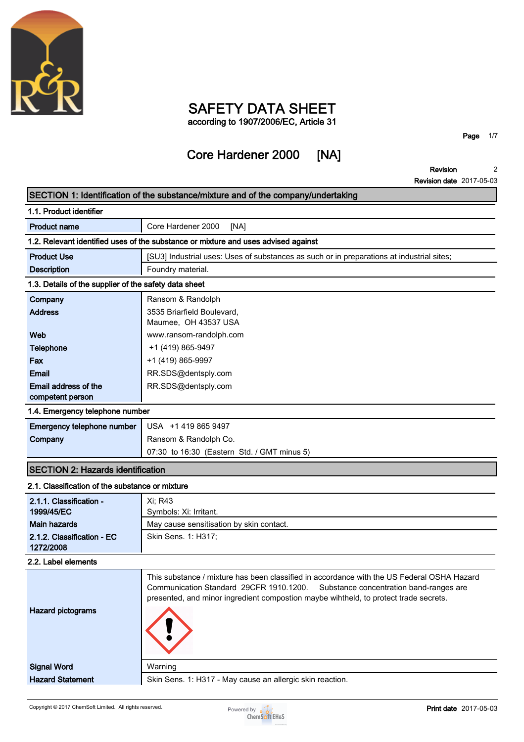# SAFETY DATA SHEET

according to 1907/2006/EC, Article 31

## Core Hardener 2000 [NA]

**Revision** 2
**Revision date** 2017-05-03

## SECTION 1: Identification of the substance/mixture and of the company/undertaking

### 1.1. Product identifier

| | |
|---|---|
| **Product name** | Core Hardener 2000 [NA] |

### 1.2. Relevant identified uses of the substance or mixture and uses advised against

| | |
|---|---|
| **Product Use** | [SU3] Industrial uses: Uses of substances as such or in preparations at industrial sites; |
| **Description** | Foundry material. |

### 1.3. Details of the supplier of the safety data sheet

| | |
|---|---|
| **Company** | Ransom & Randolph |
| **Address** | 3535 Briarfield Boulevard, Maumee, OH 43537 USA |
| **Web** | www.ransom-randolph.com |
| **Telephone** | +1 (419) 865-9497 |
| **Fax** | +1 (419) 865-9997 |
| **Email** | RR.SDS@dentsply.com |
| **Email address of the competent person** | RR.SDS@dentsply.com |

### 1.4. Emergency telephone number

| | |
|---|---|
| **Emergency telephone number** | USA +1 419 865 9497 |
| **Company** | Ransom & Randolph Co. |
| | 07:30 to 16:30 (Eastern Std. / GMT minus 5) |

## SECTION 2: Hazards identification

### 2.1. Classification of the substance or mixture

| | |
|---|---|
| **2.1.1. Classification - 1999/45/EC** | Xi; R43<br>Symbols: Xi: Irritant. |
| **Main hazards** | May cause sensitisation by skin contact. |
| **2.1.2. Classification - EC 1272/2008** | Skin Sens. 1: H317; |

### 2.2. Label elements

This substance / mixture has been classified in accordance with the US Federal OSHA Hazard Communication Standard 29CFR 1910.1200. Substance concentration band-ranges are presented, and minor ingredient compostion maybe wihtheld, to protect trade secrets.

| | |
|---|---|
| **Hazard pictograms** | |
| **Signal Word** | Warning |
| **Hazard Statement** | Skin Sens. 1: H317 - May cause an allergic skin reaction. |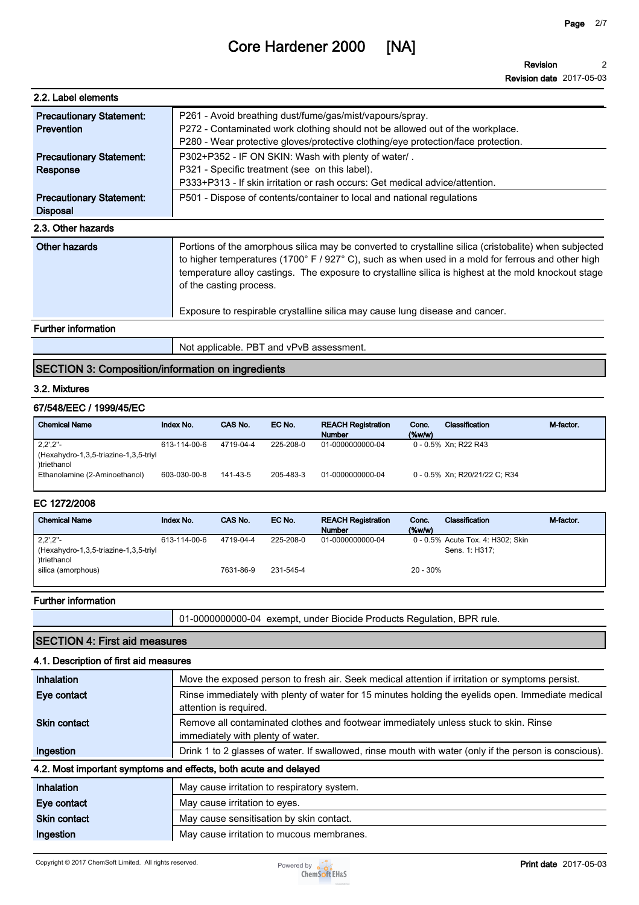# Core Hardener 2000 [NA]

**Revision** 2

**Revision date** 2017-05-03

### 2.2. Label elements

| | |
|---|---|
| **Precautionary Statement: Prevention** | P261 - Avoid breathing dust/fume/gas/mist/vapours/spray.<br>P272 - Contaminated work clothing should not be allowed out of the workplace.<br>P280 - Wear protective gloves/protective clothing/eye protection/face protection. |
| **Precautionary Statement: Response** | P302+P352 - IF ON SKIN: Wash with plenty of water/ .<br>P321 - Specific treatment (see on this label).<br>P333+P313 - If skin irritation or rash occurs: Get medical advice/attention. |
| **Precautionary Statement: Disposal** | P501 - Dispose of contents/container to local and national regulations |

### 2.3. Other hazards

| | |
|---|---|
| **Other hazards** | Portions of the amorphous silica may be converted to crystalline silica (cristobalite) when subjected to higher temperatures (1700° F / 927° C), such as when used in a mold for ferrous and other high temperature alloy castings. The exposure to crystalline silica is highest at the mold knockout stage of the casting process.<br><br>Exposure to respirable crystalline silica may cause lung disease and cancer. |

**Further information**

| | |
|---|---|
| | Not applicable. PBT and vPvB assessment. |

## SECTION 3: Composition/information on ingredients

### 3.2. Mixtures

**67/548/EEC / 1999/45/EC**

| Chemical Name | Index No. | CAS No. | EC No. | REACH Registration Number | Conc. (%w/w) | Classification | M-factor. |
|---|---|---|---|---|---|---|---|
| 2,2',2''-(Hexahydro-1,3,5-triazine-1,3,5-triyl)triethanol | 613-114-00-6 | 4719-04-4 | 225-208-0 | 01-0000000000-04 | 0 - 0.5% | Xn; R22 R43 | |
| Ethanolamine (2-Aminoethanol) | 603-030-00-8 | 141-43-5 | 205-483-3 | 01-0000000000-04 | 0 - 0.5% | Xn; R20/21/22 C; R34 | |

**EC 1272/2008**

| Chemical Name | Index No. | CAS No. | EC No. | REACH Registration Number | Conc. (%w/w) | Classification | M-factor. |
|---|---|---|---|---|---|---|---|
| 2,2',2''-(Hexahydro-1,3,5-triazine-1,3,5-triyl)triethanol | 613-114-00-6 | 4719-04-4 | 225-208-0 | 01-0000000000-04 | 0 - 0.5% | Acute Tox. 4: H302; Skin Sens. 1: H317; | |
| silica (amorphous) | | 7631-86-9 | 231-545-4 | | 20 - 30% | | |

**Further information**

| | |
|---|---|
| | 01-0000000000-04 exempt, under Biocide Products Regulation, BPR rule. |

## SECTION 4: First aid measures

### 4.1. Description of first aid measures

| | |
|---|---|
| **Inhalation** | Move the exposed person to fresh air. Seek medical attention if irritation or symptoms persist. |
| **Eye contact** | Rinse immediately with plenty of water for 15 minutes holding the eyelids open. Immediate medical attention is required. |
| **Skin contact** | Remove all contaminated clothes and footwear immediately unless stuck to skin. Rinse immediately with plenty of water. |
| **Ingestion** | Drink 1 to 2 glasses of water. If swallowed, rinse mouth with water (only if the person is conscious). |

### 4.2. Most important symptoms and effects, both acute and delayed

| | |
|---|---|
| **Inhalation** | May cause irritation to respiratory system. |
| **Eye contact** | May cause irritation to eyes. |
| **Skin contact** | May cause sensitisation by skin contact. |
| **Ingestion** | May cause irritation to mucous membranes. |

Copyright © 2017 ChemSoft Limited. All rights reserved.

**Print date** 2017-05-03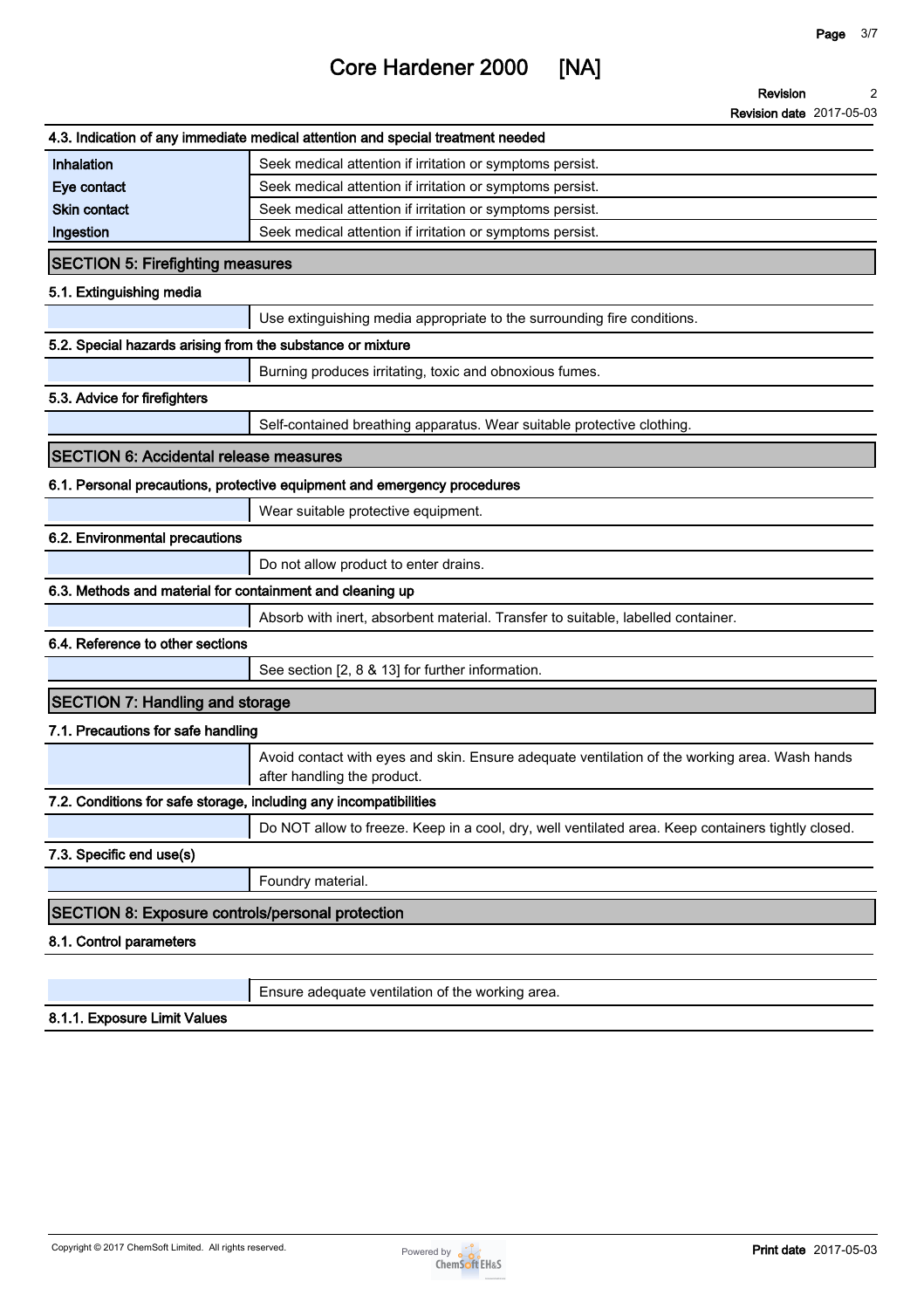### 4.3. Indication of any immediate medical attention and special treatment needed

| | |
|---|---|
| **Inhalation** | Seek medical attention if irritation or symptoms persist. |
| **Eye contact** | Seek medical attention if irritation or symptoms persist. |
| **Skin contact** | Seek medical attention if irritation or symptoms persist. |
| **Ingestion** | Seek medical attention if irritation or symptoms persist. |

## SECTION 5: Firefighting measures

### 5.1. Extinguishing media

Use extinguishing media appropriate to the surrounding fire conditions.

### 5.2. Special hazards arising from the substance or mixture

Burning produces irritating, toxic and obnoxious fumes.

### 5.3. Advice for firefighters

Self-contained breathing apparatus. Wear suitable protective clothing.

## SECTION 6: Accidental release measures

### 6.1. Personal precautions, protective equipment and emergency procedures

Wear suitable protective equipment.

### 6.2. Environmental precautions

Do not allow product to enter drains.

### 6.3. Methods and material for containment and cleaning up

Absorb with inert, absorbent material. Transfer to suitable, labelled container.

### 6.4. Reference to other sections

See section [2, 8 & 13] for further information.

## SECTION 7: Handling and storage

### 7.1. Precautions for safe handling

Avoid contact with eyes and skin. Ensure adequate ventilation of the working area. Wash hands after handling the product.

### 7.2. Conditions for safe storage, including any incompatibilities

Do NOT allow to freeze. Keep in a cool, dry, well ventilated area. Keep containers tightly closed.

### 7.3. Specific end use(s)

Foundry material.

## SECTION 8: Exposure controls/personal protection

### 8.1. Control parameters

Ensure adequate ventilation of the working area.

### 8.1.1. Exposure Limit Values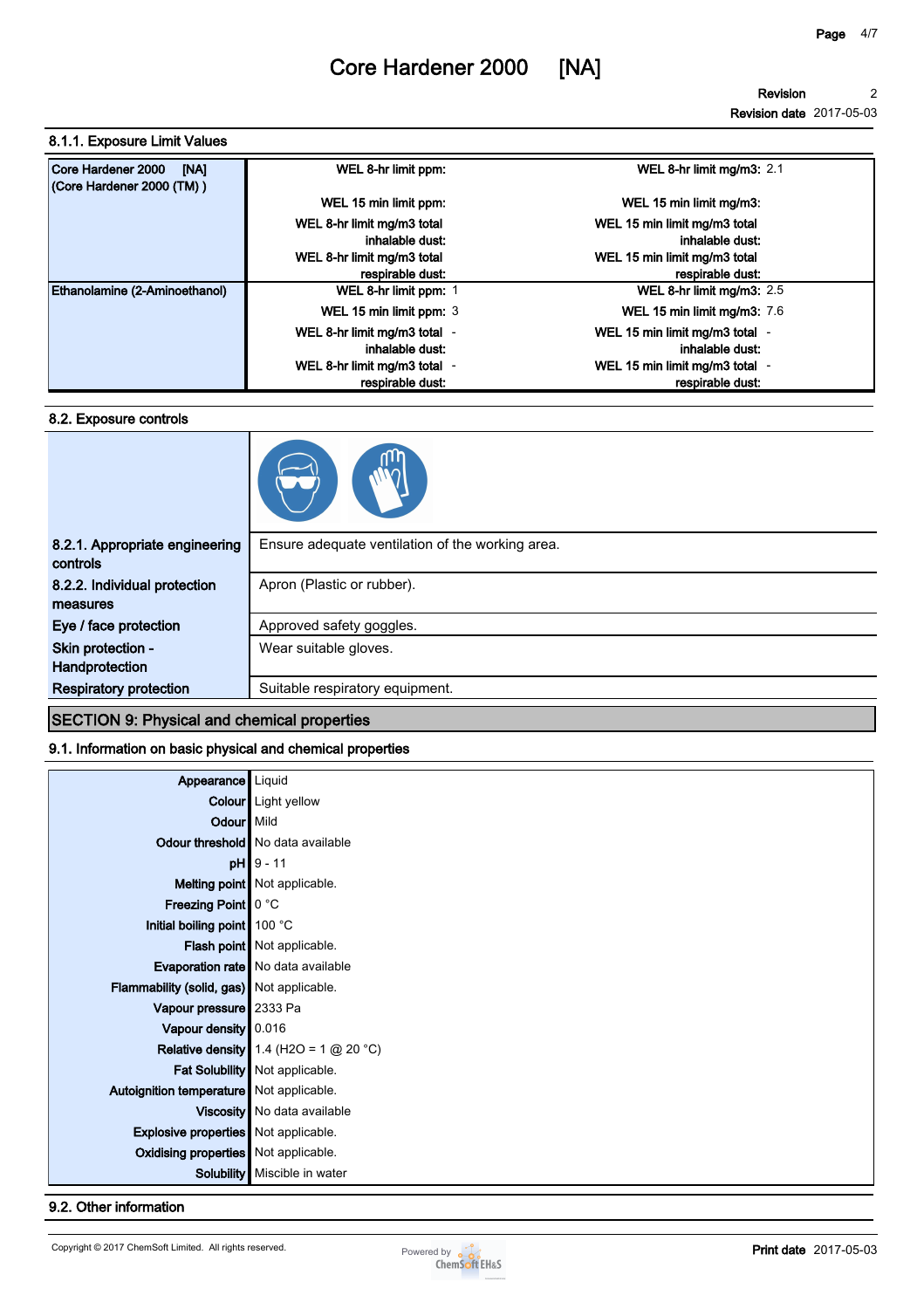### 8.1.1. Exposure Limit Values

| | | | | |
|---|---|---|---|---|
| Core Hardener 2000 [NA] (Core Hardener 2000 (TM) ) | WEL 8-hr limit ppm: | | WEL 8-hr limit mg/m3: | 2.1 |
| | WEL 15 min limit ppm: | | WEL 15 min limit mg/m3: | |
| | WEL 8-hr limit mg/m3 total inhalable dust: | | WEL 15 min limit mg/m3 total inhalable dust: | |
| | WEL 8-hr limit mg/m3 total respirable dust: | | WEL 15 min limit mg/m3 total respirable dust: | |
| Ethanolamine (2-Aminoethanol) | WEL 8-hr limit ppm: | 1 | WEL 8-hr limit mg/m3: | 2.5 |
| | WEL 15 min limit ppm: | 3 | WEL 15 min limit mg/m3: | 7.6 |
| | WEL 8-hr limit mg/m3 total inhalable dust: | - | WEL 15 min limit mg/m3 total inhalable dust: | - |
| | WEL 8-hr limit mg/m3 total respirable dust: | - | WEL 15 min limit mg/m3 total respirable dust: | - |

### 8.2. Exposure controls

| | |
|---|---|
| 8.2.1. Appropriate engineering controls | Ensure adequate ventilation of the working area. |
| 8.2.2. Individual protection measures | Apron (Plastic or rubber). |
| Eye / face protection | Approved safety goggles. |
| Skin protection - Handprotection | Wear suitable gloves. |
| Respiratory protection | Suitable respiratory equipment. |

## SECTION 9: Physical and chemical properties

### 9.1. Information on basic physical and chemical properties

| | |
|---|---|
| Appearance | Liquid |
| Colour | Light yellow |
| Odour | Mild |
| Odour threshold | No data available |
| pH | 9 - 11 |
| Melting point | Not applicable. |
| Freezing Point | 0 °C |
| Initial boiling point | 100 °C |
| Flash point | Not applicable. |
| Evaporation rate | No data available |
| Flammability (solid, gas) | Not applicable. |
| Vapour pressure | 2333 Pa |
| Vapour density | 0.016 |
| Relative density | 1.4 (H2O = 1 @ 20 °C) |
| Fat Solubility | Not applicable. |
| Autoignition temperature | Not applicable. |
| Viscosity | No data available |
| Explosive properties | Not applicable. |
| Oxidising properties | Not applicable. |
| Solubility | Miscible in water |

### 9.2. Other information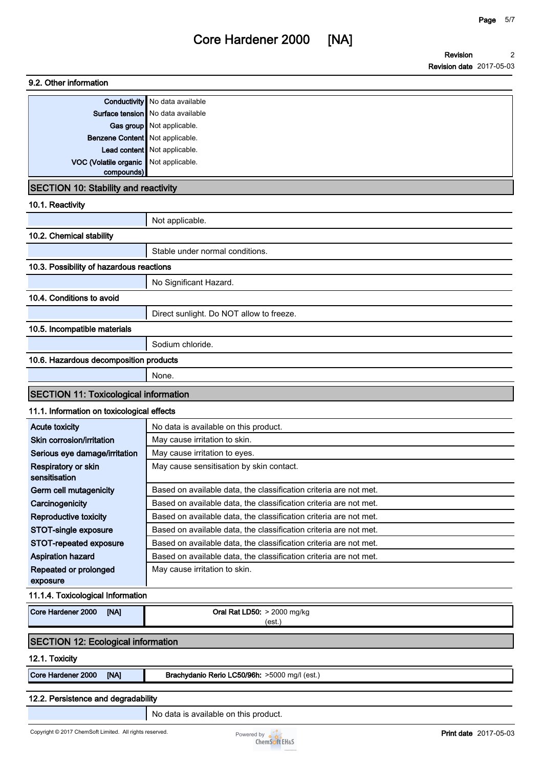### 9.2. Other information

| | |
|---|---|
| Conductivity | No data available |
| Surface tension | No data available |
| Gas group | Not applicable. |
| Benzene Content | Not applicable. |
| Lead content | Not applicable. |
| VOC (Volatile organic compounds) | Not applicable. |

## SECTION 10: Stability and reactivity

### 10.1. Reactivity

Not applicable.

### 10.2. Chemical stability

Stable under normal conditions.

### 10.3. Possibility of hazardous reactions

No Significant Hazard.

### 10.4. Conditions to avoid

Direct sunlight. Do NOT allow to freeze.

### 10.5. Incompatible materials

Sodium chloride.

### 10.6. Hazardous decomposition products

None.

## SECTION 11: Toxicological information

### 11.1. Information on toxicological effects

| | |
|---|---|
| Acute toxicity | No data is available on this product. |
| Skin corrosion/irritation | May cause irritation to skin. |
| Serious eye damage/irritation | May cause irritation to eyes. |
| Respiratory or skin sensitisation | May cause sensitisation by skin contact. |
| Germ cell mutagenicity | Based on available data, the classification criteria are not met. |
| Carcinogenicity | Based on available data, the classification criteria are not met. |
| Reproductive toxicity | Based on available data, the classification criteria are not met. |
| STOT-single exposure | Based on available data, the classification criteria are not met. |
| STOT-repeated exposure | Based on available data, the classification criteria are not met. |
| Aspiration hazard | Based on available data, the classification criteria are not met. |
| Repeated or prolonged exposure | May cause irritation to skin. |

### 11.1.4. Toxicological Information

| | |
|---|---|
| Core Hardener 2000 [NA] | **Oral Rat LD50:** > 2000 mg/kg (est.) |

## SECTION 12: Ecological information

### 12.1. Toxicity

| | |
|---|---|
| Core Hardener 2000 [NA] | **Brachydanio Rerio LC50/96h:** >5000 mg/l (est.) |

### 12.2. Persistence and degradability

No data is available on this product.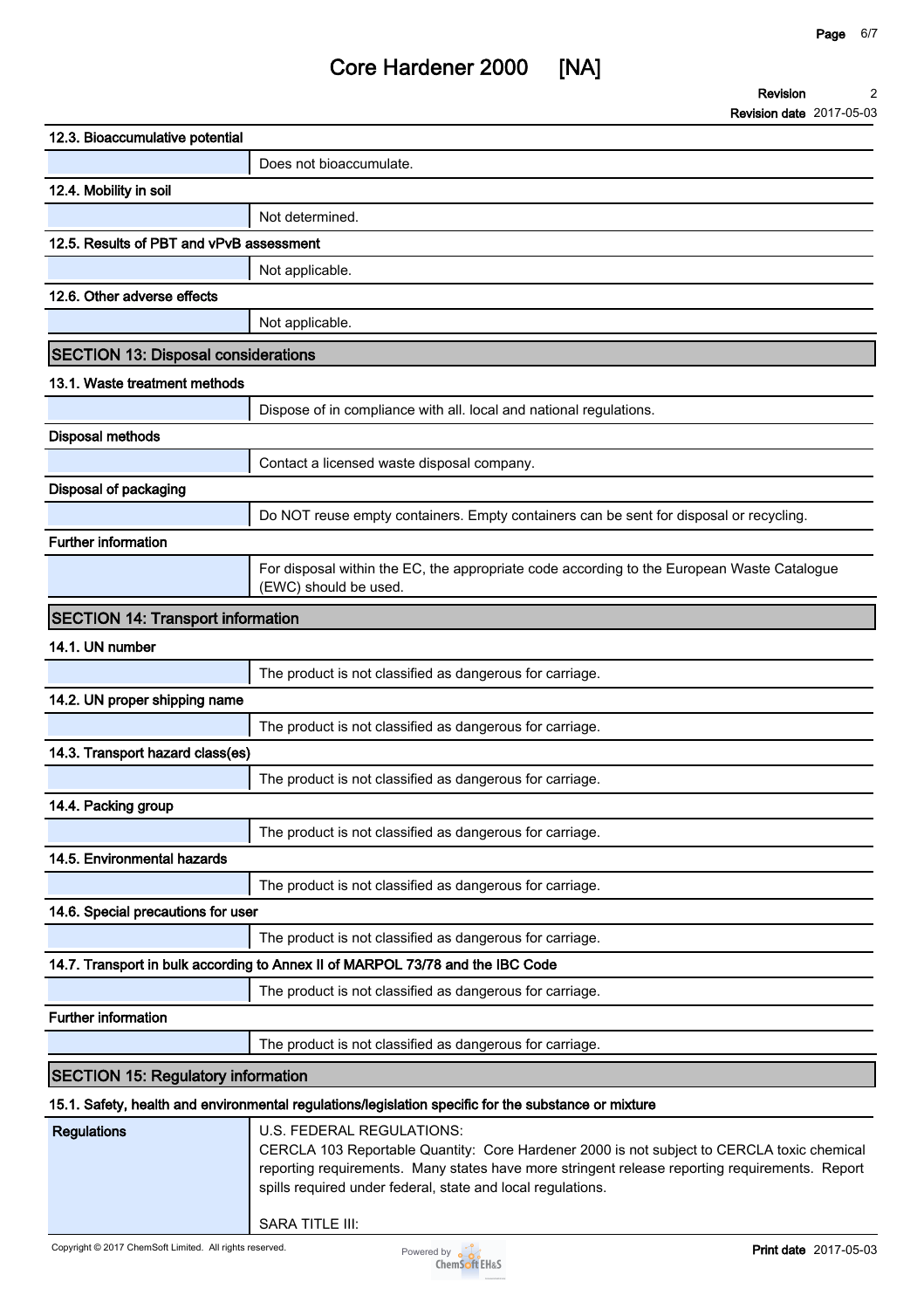### 12.3. Bioaccumulative potential

| | |
|---|---|
| | Does not bioaccumulate. |

### 12.4. Mobility in soil

| | |
|---|---|
| | Not determined. |

### 12.5. Results of PBT and vPvB assessment

| | |
|---|---|
| | Not applicable. |

### 12.6. Other adverse effects

| | |
|---|---|
| | Not applicable. |

## SECTION 13: Disposal considerations

### 13.1. Waste treatment methods

| | |
|---|---|
| | Dispose of in compliance with all. local and national regulations. |

### Disposal methods

| | |
|---|---|
| | Contact a licensed waste disposal company. |

### Disposal of packaging

| | |
|---|---|
| | Do NOT reuse empty containers. Empty containers can be sent for disposal or recycling. |

### Further information

| | |
|---|---|
| | For disposal within the EC, the appropriate code according to the European Waste Catalogue (EWC) should be used. |

## SECTION 14: Transport information

### 14.1. UN number

| | |
|---|---|
| | The product is not classified as dangerous for carriage. |

### 14.2. UN proper shipping name

| | |
|---|---|
| | The product is not classified as dangerous for carriage. |

### 14.3. Transport hazard class(es)

| | |
|---|---|
| | The product is not classified as dangerous for carriage. |

### 14.4. Packing group

| | |
|---|---|
| | The product is not classified as dangerous for carriage. |

### 14.5. Environmental hazards

| | |
|---|---|
| | The product is not classified as dangerous for carriage. |

### 14.6. Special precautions for user

| | |
|---|---|
| | The product is not classified as dangerous for carriage. |

### 14.7. Transport in bulk according to Annex II of MARPOL 73/78 and the IBC Code

| | |
|---|---|
| | The product is not classified as dangerous for carriage. |

### Further information

| | |
|---|---|
| | The product is not classified as dangerous for carriage. |

## SECTION 15: Regulatory information

### 15.1. Safety, health and environmental regulations/legislation specific for the substance or mixture

| | |
|---|---|
| **Regulations** | U.S. FEDERAL REGULATIONS:<br>CERCLA 103 Reportable Quantity: Core Hardener 2000 is not subject to CERCLA toxic chemical reporting requirements. Many states have more stringent release reporting requirements. Report spills required under federal, state and local regulations.<br><br>SARA TITLE III: |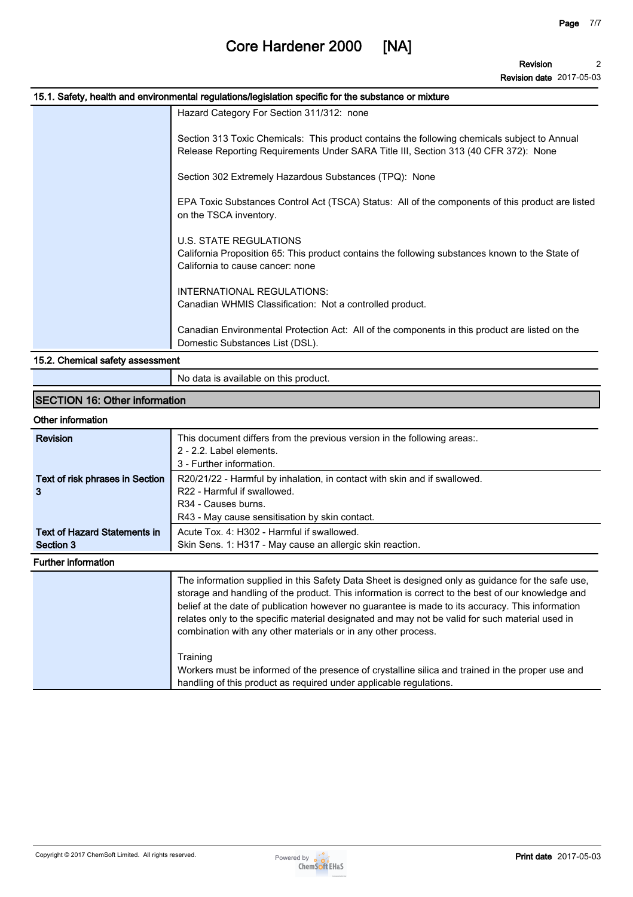# Core Hardener 2000 [NA]

**Revision** 2
**Revision date** 2017-05-03

### 15.1. Safety, health and environmental regulations/legislation specific for the substance or mixture

| | |
|---|---|
| | Hazard Category For Section 311/312: none<br><br>Section 313 Toxic Chemicals: This product contains the following chemicals subject to Annual Release Reporting Requirements Under SARA Title III, Section 313 (40 CFR 372): None<br><br>Section 302 Extremely Hazardous Substances (TPQ): None<br><br>EPA Toxic Substances Control Act (TSCA) Status: All of the components of this product are listed on the TSCA inventory.<br><br>U.S. STATE REGULATIONS<br>California Proposition 65: This product contains the following substances known to the State of California to cause cancer: none<br><br>INTERNATIONAL REGULATIONS:<br>Canadian WHMIS Classification: Not a controlled product.<br><br>Canadian Environmental Protection Act: All of the components in this product are listed on the Domestic Substances List (DSL). |

### 15.2. Chemical safety assessment

| | |
|---|---|
| | No data is available on this product. |

## SECTION 16: Other information

### Other information

| | |
|---|---|
| **Revision** | This document differs from the previous version in the following areas:.<br>2 - 2.2. Label elements.<br>3 - Further information. |
| **Text of risk phrases in Section 3** | R20/21/22 - Harmful by inhalation, in contact with skin and if swallowed.<br>R22 - Harmful if swallowed.<br>R34 - Causes burns.<br>R43 - May cause sensitisation by skin contact. |
| **Text of Hazard Statements in Section 3** | Acute Tox. 4: H302 - Harmful if swallowed.<br>Skin Sens. 1: H317 - May cause an allergic skin reaction. |

### Further information

| | |
|---|---|
| | The information supplied in this Safety Data Sheet is designed only as guidance for the safe use, storage and handling of the product. This information is correct to the best of our knowledge and belief at the date of publication however no guarantee is made to its accuracy. This information relates only to the specific material designated and may not be valid for such material used in combination with any other materials or in any other process.<br><br>Training<br>Workers must be informed of the presence of crystalline silica and trained in the proper use and handling of this product as required under applicable regulations. |

Copyright © 2017 ChemSoft Limited. All rights reserved.

**Print date** 2017-05-03